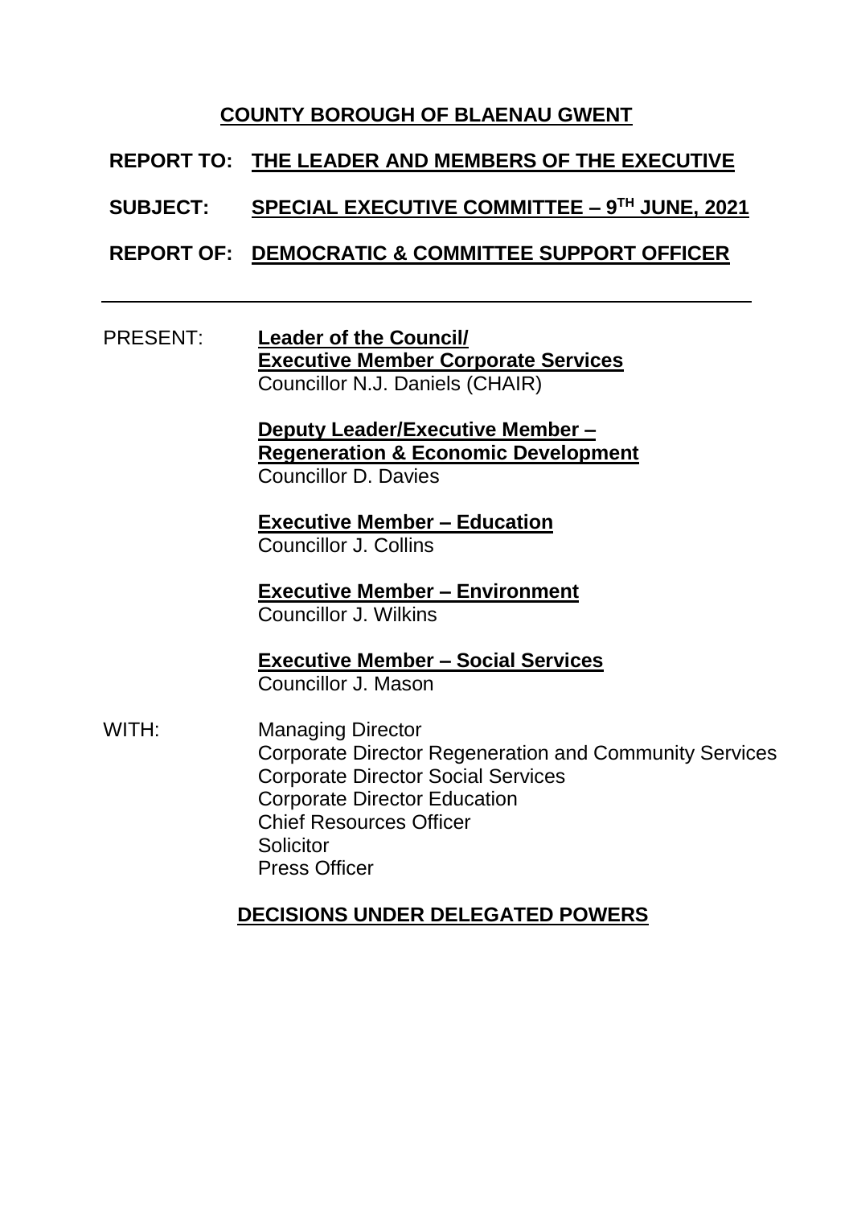**COUNTY BOROUGH OF BLAENAU GWENT**

**REPORT TO:** **THE LEADER AND MEMBERS OF THE EXECUTIVE**

**SUBJECT:** **SPECIAL EXECUTIVE COMMITTEE – 9TH JUNE, 2021**

**REPORT OF:** **DEMOCRATIC & COMMITTEE SUPPORT OFFICER**

---

PRESENT:

**Leader of the Council/**
**Executive Member Corporate Services**
Councillor N.J. Daniels (CHAIR)

**Deputy Leader/Executive Member –**
**Regeneration & Economic Development**
Councillor D. Davies

**Executive Member – Education**
Councillor J. Collins

**Executive Member – Environment**
Councillor J. Wilkins

**Executive Member – Social Services**
Councillor J. Mason

WITH:

Managing Director
Corporate Director Regeneration and Community Services
Corporate Director Social Services
Corporate Director Education
Chief Resources Officer
Solicitor
Press Officer

**DECISIONS UNDER DELEGATED POWERS**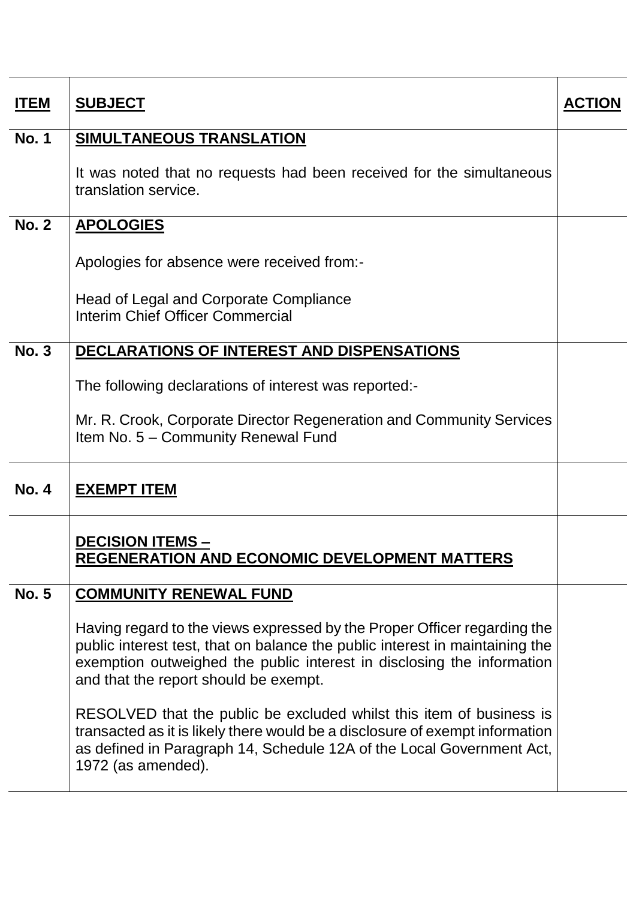| ITEM | SUBJECT | ACTION |
| --- | --- | --- |
| No. 1 | **SIMULTANEOUS TRANSLATION**<br><br>It was noted that no requests had been received for the simultaneous translation service. | |
| No. 2 | **APOLOGIES**<br><br>Apologies for absence were received from:-<br><br>Head of Legal and Corporate Compliance<br>Interim Chief Officer Commercial | |
| No. 3 | **DECLARATIONS OF INTEREST AND DISPENSATIONS**<br><br>The following declarations of interest was reported:-<br><br>Mr. R. Crook, Corporate Director Regeneration and Community Services<br>Item No. 5 – Community Renewal Fund | |
| No. 4 | **EXEMPT ITEM** | |
| | **DECISION ITEMS –**<br>**REGENERATION AND ECONOMIC DEVELOPMENT MATTERS** | |
| No. 5 | **COMMUNITY RENEWAL FUND**<br><br>Having regard to the views expressed by the Proper Officer regarding the public interest test, that on balance the public interest in maintaining the exemption outweighed the public interest in disclosing the information and that the report should be exempt.<br><br>RESOLVED that the public be excluded whilst this item of business is transacted as it is likely there would be a disclosure of exempt information as defined in Paragraph 14, Schedule 12A of the Local Government Act, 1972 (as amended). | |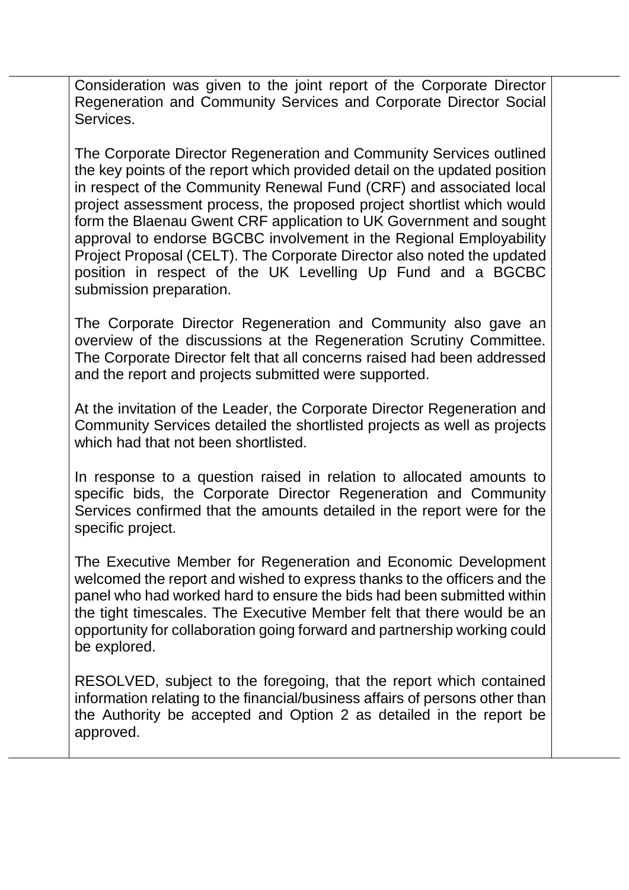Consideration was given to the joint report of the Corporate Director Regeneration and Community Services and Corporate Director Social Services.

The Corporate Director Regeneration and Community Services outlined the key points of the report which provided detail on the updated position in respect of the Community Renewal Fund (CRF) and associated local project assessment process, the proposed project shortlist which would form the Blaenau Gwent CRF application to UK Government and sought approval to endorse BGCBC involvement in the Regional Employability Project Proposal (CELT). The Corporate Director also noted the updated position in respect of the UK Levelling Up Fund and a BGCBC submission preparation.

The Corporate Director Regeneration and Community also gave an overview of the discussions at the Regeneration Scrutiny Committee. The Corporate Director felt that all concerns raised had been addressed and the report and projects submitted were supported.

At the invitation of the Leader, the Corporate Director Regeneration and Community Services detailed the shortlisted projects as well as projects which had that not been shortlisted.

In response to a question raised in relation to allocated amounts to specific bids, the Corporate Director Regeneration and Community Services confirmed that the amounts detailed in the report were for the specific project.

The Executive Member for Regeneration and Economic Development welcomed the report and wished to express thanks to the officers and the panel who had worked hard to ensure the bids had been submitted within the tight timescales. The Executive Member felt that there would be an opportunity for collaboration going forward and partnership working could be explored.

RESOLVED, subject to the foregoing, that the report which contained information relating to the financial/business affairs of persons other than the Authority be accepted and Option 2 as detailed in the report be approved.